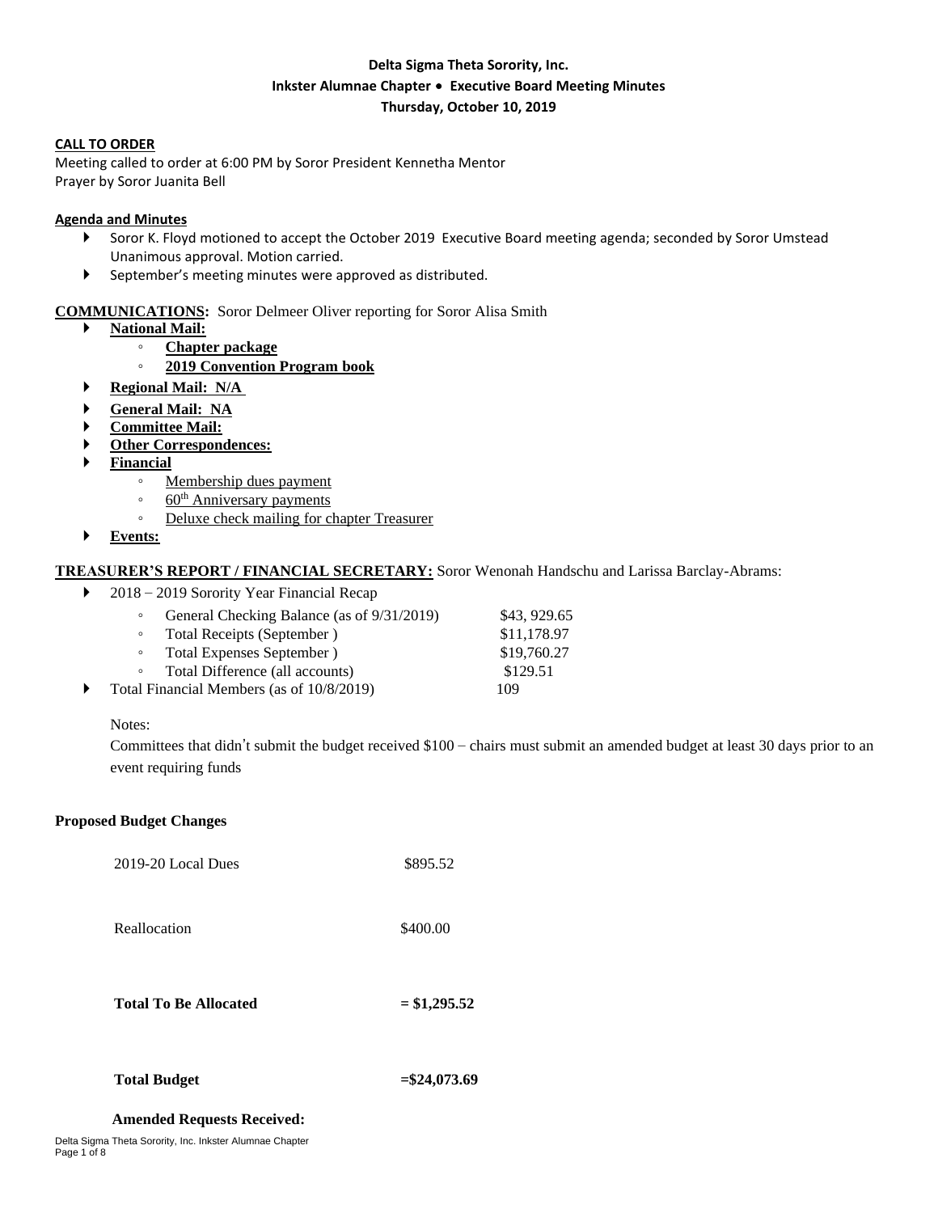**Delta Sigma Theta Sorority, Inc.**
**Inkster Alumnae Chapter • Executive Board Meeting Minutes**
**Thursday, October 10, 2019**

**CALL TO ORDER**

Meeting called to order at 6:00 PM by Soror President Kennetha Mentor
Prayer by Soror Juanita Bell

**Agenda and Minutes**

- Soror K. Floyd motioned to accept the October 2019 Executive Board meeting agenda; seconded by Soror Umstead Unanimous approval. Motion carried.
- September's meeting minutes were approved as distributed.

**COMMUNICATIONS:** Soror Delmeer Oliver reporting for Soror Alisa Smith

- **National Mail:**
  - **Chapter package**
  - **2019 Convention Program book**
- **Regional Mail: N/A**
- **General Mail: NA**
- **Committee Mail:**
- **Other Correspondences:**
- **Financial**
  - Membership dues payment
  - 60th Anniversary payments
  - Deluxe check mailing for chapter Treasurer
- **Events:**

**TREASURER'S REPORT / FINANCIAL SECRETARY:** Soror Wenonah Handschu and Larissa Barclay-Abrams:

- 2018 – 2019 Sorority Year Financial Recap
  - General Checking Balance (as of 9/31/2019) $43, 929.65
  - Total Receipts (September ) $11,178.97
  - Total Expenses September ) $19,760.27
  - Total Difference (all accounts) $129.51
- Total Financial Members (as of 10/8/2019) 109

Notes:
Committees that didn't submit the budget received $100 – chairs must submit an amended budget at least 30 days prior to an event requiring funds

**Proposed Budget Changes**

| | |
|---|---|
| 2019-20 Local Dues | $895.52 |
| Reallocation | $400.00 |
| **Total To Be Allocated** | **= $1,295.52** |
| **Total Budget** | **=$24,073.69** |

**Amended Requests Received:**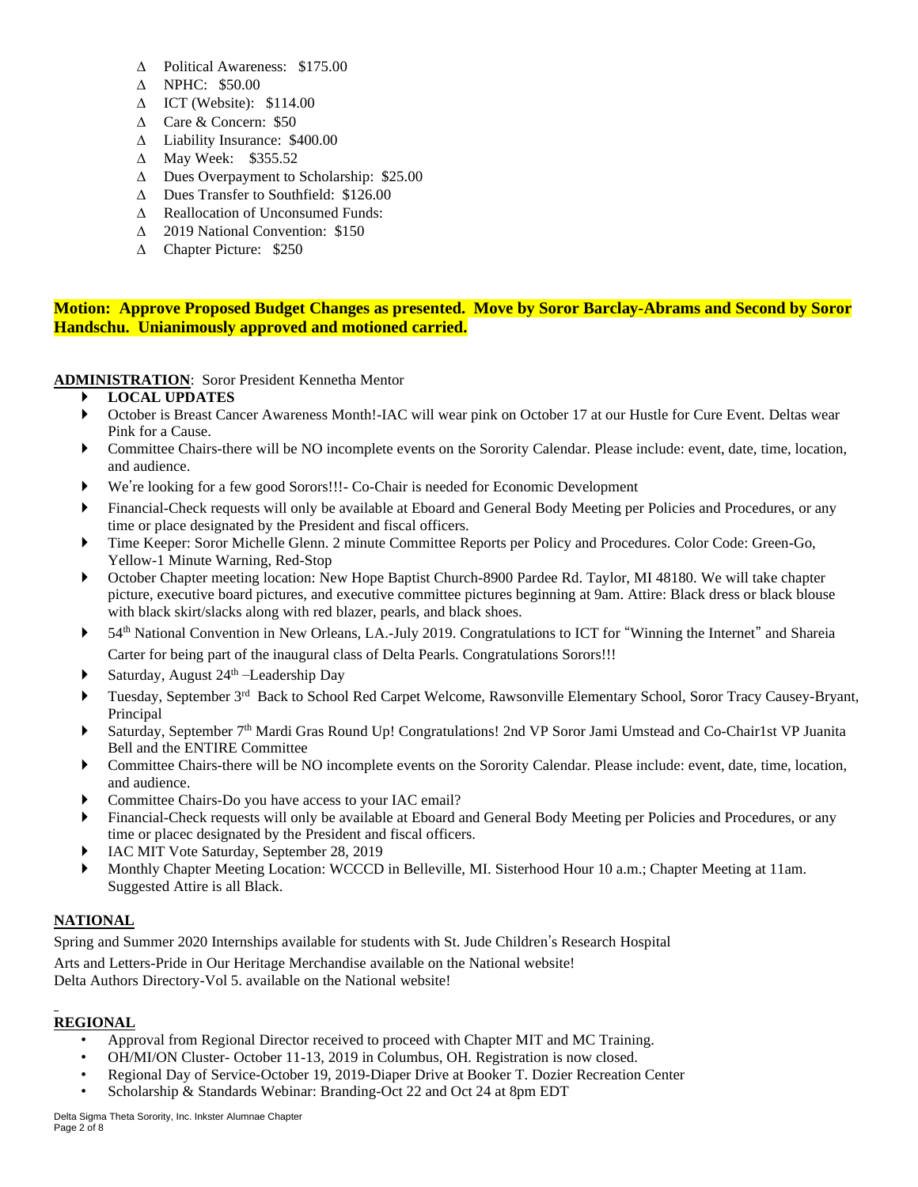- ∆ Political Awareness: $175.00
- ∆ NPHC: $50.00
- ∆ ICT (Website): $114.00
- ∆ Care & Concern: $50
- ∆ Liability Insurance: $400.00
- ∆ May Week: $355.52
- ∆ Dues Overpayment to Scholarship: $25.00
- ∆ Dues Transfer to Southfield: $126.00
- ∆ Reallocation of Unconsumed Funds:
- ∆ 2019 National Convention: $150
- ∆ Chapter Picture: $250

**Motion: Approve Proposed Budget Changes as presented. Move by Soror Barclay-Abrams and Second by Soror Handschu. Unianimously approved and motioned carried.**

**ADMINISTRATION**: Soror President Kennetha Mentor

- **LOCAL UPDATES**
- October is Breast Cancer Awareness Month!-IAC will wear pink on October 17 at our Hustle for Cure Event. Deltas wear Pink for a Cause.
- Committee Chairs-there will be NO incomplete events on the Sorority Calendar. Please include: event, date, time, location, and audience.
- We're looking for a few good Sorors!!!- Co-Chair is needed for Economic Development
- Financial-Check requests will only be available at Eboard and General Body Meeting per Policies and Procedures, or any time or place designated by the President and fiscal officers.
- Time Keeper: Soror Michelle Glenn. 2 minute Committee Reports per Policy and Procedures. Color Code: Green-Go, Yellow-1 Minute Warning, Red-Stop
- October Chapter meeting location: New Hope Baptist Church-8900 Pardee Rd. Taylor, MI 48180. We will take chapter picture, executive board pictures, and executive committee pictures beginning at 9am. Attire: Black dress or black blouse with black skirt/slacks along with red blazer, pearls, and black shoes.
- 54th National Convention in New Orleans, LA.-July 2019. Congratulations to ICT for "Winning the Internet" and Shareia Carter for being part of the inaugural class of Delta Pearls. Congratulations Sorors!!!
- Saturday, August 24th –Leadership Day
- Tuesday, September 3rd Back to School Red Carpet Welcome, Rawsonville Elementary School, Soror Tracy Causey-Bryant, Principal
- Saturday, September 7th Mardi Gras Round Up! Congratulations! 2nd VP Soror Jami Umstead and Co-Chair1st VP Juanita Bell and the ENTIRE Committee
- Committee Chairs-there will be NO incomplete events on the Sorority Calendar. Please include: event, date, time, location, and audience.
- Committee Chairs-Do you have access to your IAC email?
- Financial-Check requests will only be available at Eboard and General Body Meeting per Policies and Procedures, or any time or placec designated by the President and fiscal officers.
- IAC MIT Vote Saturday, September 28, 2019
- Monthly Chapter Meeting Location: WCCCD in Belleville, MI. Sisterhood Hour 10 a.m.; Chapter Meeting at 11am. Suggested Attire is all Black.

**NATIONAL**

Spring and Summer 2020 Internships available for students with St. Jude Children's Research Hospital

Arts and Letters-Pride in Our Heritage Merchandise available on the National website!
Delta Authors Directory-Vol 5. available on the National website!

**REGIONAL**

- Approval from Regional Director received to proceed with Chapter MIT and MC Training.
- OH/MI/ON Cluster- October 11-13, 2019 in Columbus, OH. Registration is now closed.
- Regional Day of Service-October 19, 2019-Diaper Drive at Booker T. Dozier Recreation Center
- Scholarship & Standards Webinar: Branding-Oct 22 and Oct 24 at 8pm EDT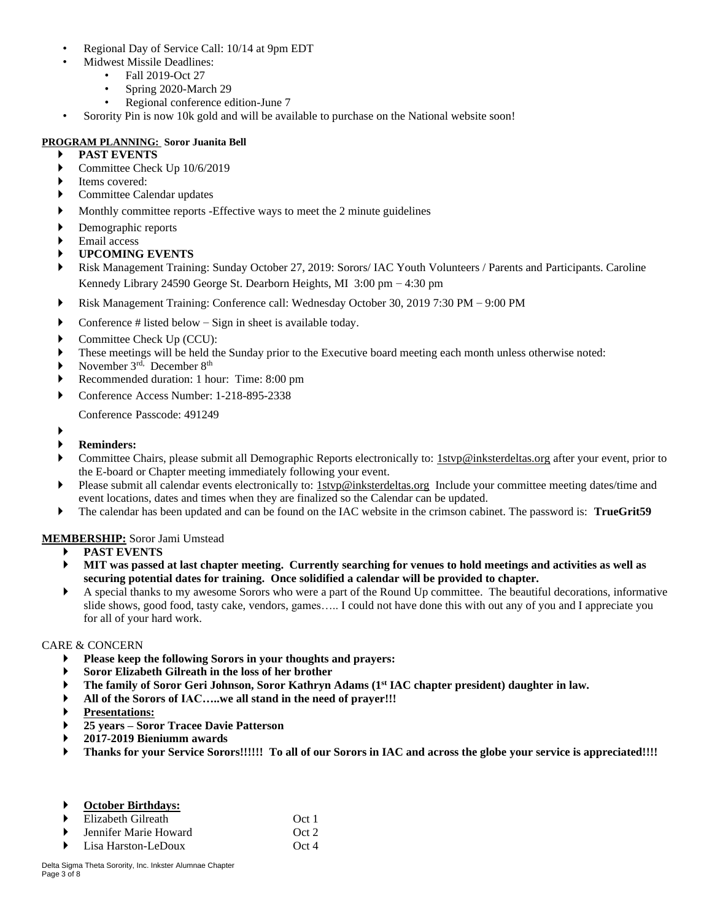- Regional Day of Service Call: 10/14 at 9pm EDT
- Midwest Missile Deadlines:
  - Fall 2019-Oct 27
  - Spring 2020-March 29
  - Regional conference edition-June 7
- Sorority Pin is now 10k gold and will be available to purchase on the National website soon!

**PROGRAM PLANNING: Soror Juanita Bell**

- **PAST EVENTS**
- Committee Check Up 10/6/2019
- Items covered:
- Committee Calendar updates
- Monthly committee reports -Effective ways to meet the 2 minute guidelines
- Demographic reports
- Email access
- **UPCOMING EVENTS**
- Risk Management Training: Sunday October 27, 2019: Sorors/ IAC Youth Volunteers / Parents and Participants. Caroline Kennedy Library 24590 George St. Dearborn Heights, MI 3:00 pm – 4:30 pm
- Risk Management Training: Conference call: Wednesday October 30, 2019 7:30 PM – 9:00 PM
- Conference # listed below – Sign in sheet is available today.
- Committee Check Up (CCU):
- These meetings will be held the Sunday prior to the Executive board meeting each month unless otherwise noted:
- November 3rd, December 8th
- Recommended duration: 1 hour: Time: 8:00 pm
- Conference Access Number: 1-218-895-2338

  Conference Passcode: 491249
- **Reminders:**
- Committee Chairs, please submit all Demographic Reports electronically to: 1stvp@inksterdeltas.org after your event, prior to the E-board or Chapter meeting immediately following your event.
- Please submit all calendar events electronically to: 1stvp@inksterdeltas.org Include your committee meeting dates/time and event locations, dates and times when they are finalized so the Calendar can be updated.
- The calendar has been updated and can be found on the IAC website in the crimson cabinet. The password is: **TrueGrit59**

**MEMBERSHIP:** Soror Jami Umstead

- **PAST EVENTS**
- **MIT was passed at last chapter meeting. Currently searching for venues to hold meetings and activities as well as securing potential dates for training. Once solidified a calendar will be provided to chapter.**
- A special thanks to my awesome Sorors who were a part of the Round Up committee. The beautiful decorations, informative slide shows, good food, tasty cake, vendors, games….. I could not have done this with out any of you and I appreciate you for all of your hard work.

CARE & CONCERN

- **Please keep the following Sorors in your thoughts and prayers:**
- **Soror Elizabeth Gilreath in the loss of her brother**
- **The family of Soror Geri Johnson, Soror Kathryn Adams (1st IAC chapter president) daughter in law.**
- **All of the Sorors of IAC…..we all stand in the need of prayer!!!**
- **Presentations:**
- **25 years – Soror Tracee Davie Patterson**
- **2017-2019 Bieniumm awards**
- **Thanks for your Service Sorors!!!!!! To all of our Sorors in IAC and across the globe your service is appreciated!!!!**

- **October Birthdays:**
- Elizabeth Gilreath Oct 1
- Jennifer Marie Howard Oct 2
- Lisa Harston-LeDoux Oct 4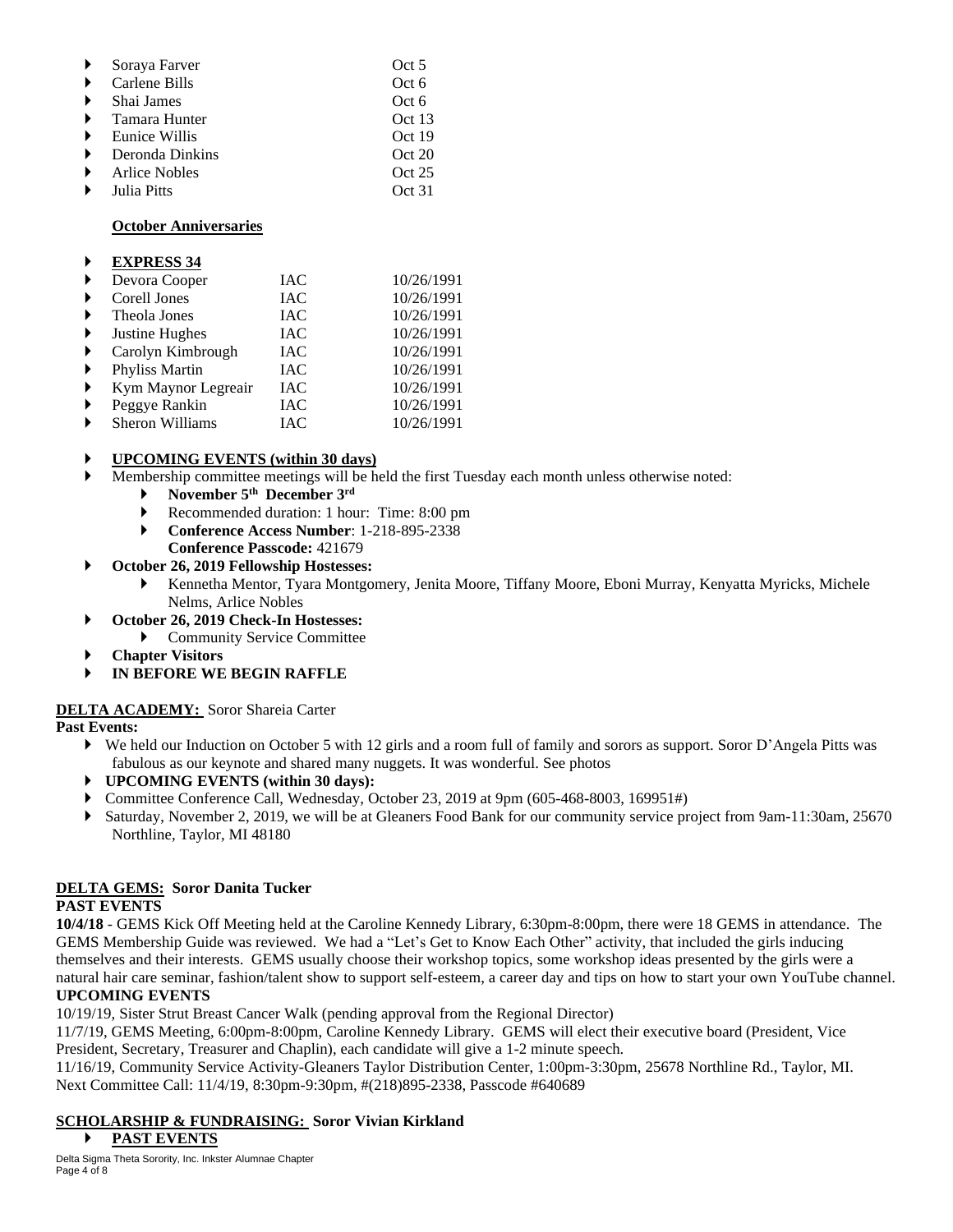- Soraya Farver Oct 5
- Carlene Bills Oct 6
- Shai James Oct 6
- Tamara Hunter Oct 13
- Eunice Willis Oct 19
- Deronda Dinkins Oct 20
- Arlice Nobles Oct 25
- Julia Pitts Oct 31

**October Anniversaries**

- **EXPRESS 34**

| Name | | Date |
|---|---|---|
| Devora Cooper | IAC | 10/26/1991 |
| Corell Jones | IAC | 10/26/1991 |
| Theola Jones | IAC | 10/26/1991 |
| Justine Hughes | IAC | 10/26/1991 |
| Carolyn Kimbrough | IAC | 10/26/1991 |
| Phyliss Martin | IAC | 10/26/1991 |
| Kym Maynor Legreair | IAC | 10/26/1991 |
| Peggye Rankin | IAC | 10/26/1991 |
| Sheron Williams | IAC | 10/26/1991 |

- **UPCOMING EVENTS (within 30 days)**
- Membership committee meetings will be held the first Tuesday each month unless otherwise noted:
  - **November 5th December 3rd**
  - Recommended duration: 1 hour: Time: 8:00 pm
  - **Conference Access Number**: 1-218-895-2338
    **Conference Passcode:** 421679
- **October 26, 2019 Fellowship Hostesses:**
  - Kennetha Mentor, Tyara Montgomery, Jenita Moore, Tiffany Moore, Eboni Murray, Kenyatta Myricks, Michele Nelms, Arlice Nobles
- **October 26, 2019 Check-In Hostesses:**
  - Community Service Committee
- **Chapter Visitors**
- **IN BEFORE WE BEGIN RAFFLE**

**DELTA ACADEMY:** Soror Shareia Carter

**Past Events:**

- We held our Induction on October 5 with 12 girls and a room full of family and sorors as support. Soror D'Angela Pitts was fabulous as our keynote and shared many nuggets. It was wonderful. See photos
- **UPCOMING EVENTS (within 30 days):**
- Committee Conference Call, Wednesday, October 23, 2019 at 9pm (605-468-8003, 169951#)
- Saturday, November 2, 2019, we will be at Gleaners Food Bank for our community service project from 9am-11:30am, 25670 Northline, Taylor, MI 48180

**DELTA GEMS: Soror Danita Tucker**

**PAST EVENTS**

**10/4/18** - GEMS Kick Off Meeting held at the Caroline Kennedy Library, 6:30pm-8:00pm, there were 18 GEMS in attendance. The GEMS Membership Guide was reviewed. We had a "Let's Get to Know Each Other" activity, that included the girls inducing themselves and their interests. GEMS usually choose their workshop topics, some workshop ideas presented by the girls were a natural hair care seminar, fashion/talent show to support self-esteem, a career day and tips on how to start your own YouTube channel.

**UPCOMING EVENTS**

10/19/19, Sister Strut Breast Cancer Walk (pending approval from the Regional Director)

11/7/19, GEMS Meeting, 6:00pm-8:00pm, Caroline Kennedy Library. GEMS will elect their executive board (President, Vice President, Secretary, Treasurer and Chaplin), each candidate will give a 1-2 minute speech.

11/16/19, Community Service Activity-Gleaners Taylor Distribution Center, 1:00pm-3:30pm, 25678 Northline Rd., Taylor, MI.

Next Committee Call: 11/4/19, 8:30pm-9:30pm, #(218)895-2338, Passcode #640689

**SCHOLARSHIP & FUNDRAISING: Soror Vivian Kirkland**

- **PAST EVENTS**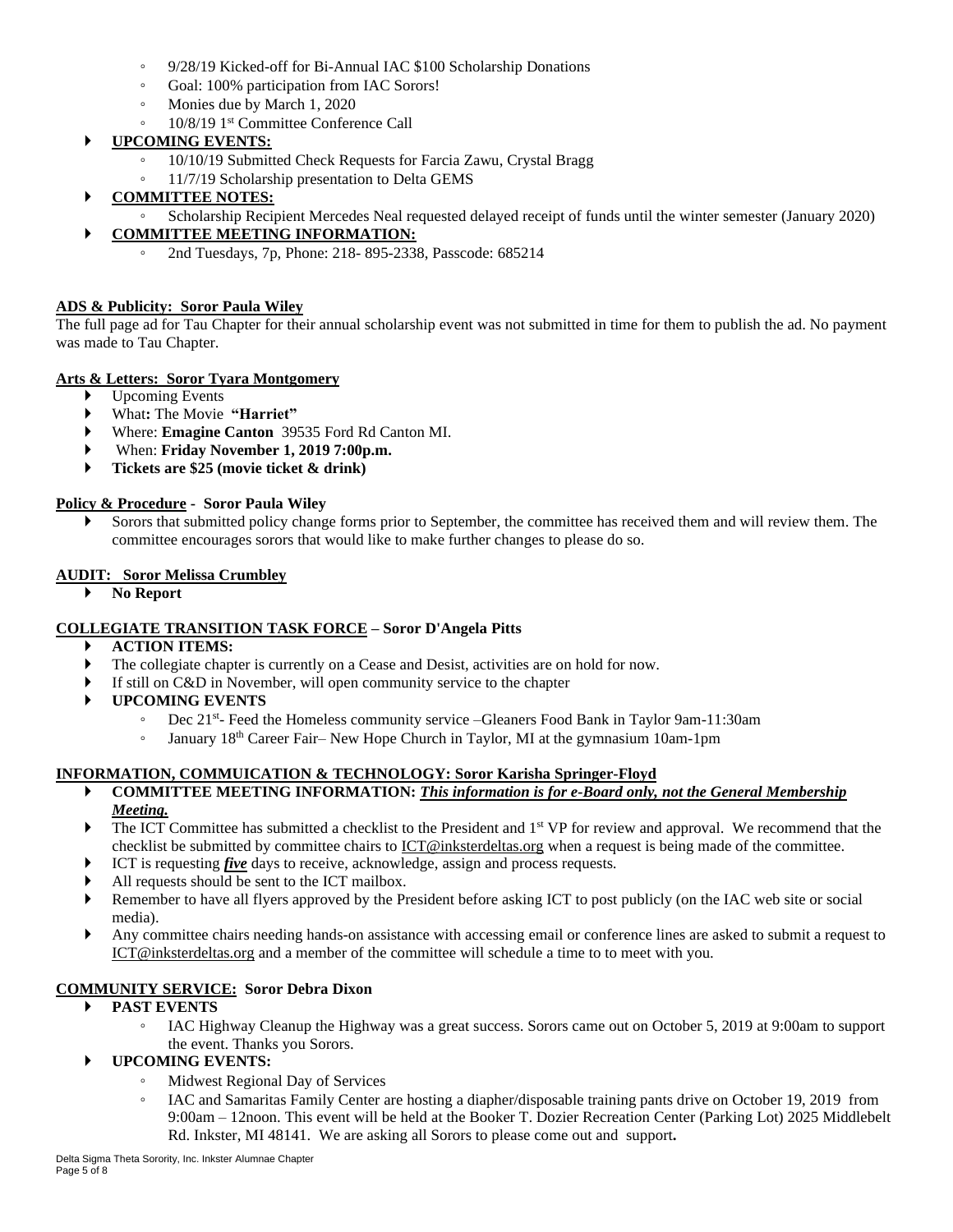- 9/28/19 Kicked-off for Bi-Annual IAC $100 Scholarship Donations
- Goal: 100% participation from IAC Sorors!
- Monies due by March 1, 2020
- 10/8/19 1st Committee Conference Call

- **UPCOMING EVENTS:**
  - 10/10/19 Submitted Check Requests for Farcia Zawu, Crystal Bragg
  - 11/7/19 Scholarship presentation to Delta GEMS
- **COMMITTEE NOTES:**
  - Scholarship Recipient Mercedes Neal requested delayed receipt of funds until the winter semester (January 2020)
- **COMMITTEE MEETING INFORMATION:**
  - 2nd Tuesdays, 7p, Phone: 218- 895-2338, Passcode: 685214

**ADS & Publicity: Soror Paula Wiley**

The full page ad for Tau Chapter for their annual scholarship event was not submitted in time for them to publish the ad. No payment was made to Tau Chapter.

**Arts & Letters: Soror Tyara Montgomery**

- Upcoming Events
- What**:** The Movie **"Harriet"**
- Where: **Emagine Canton** 39535 Ford Rd Canton MI.
- When: **Friday November 1, 2019 7:00p.m.**
- **Tickets are $25 (movie ticket & drink)**

**Policy & Procedure - Soror Paula Wiley**

- Sorors that submitted policy change forms prior to September, the committee has received them and will review them. The committee encourages sorors that would like to make further changes to please do so.

**AUDIT: Soror Melissa Crumbley**

- **No Report**

**COLLEGIATE TRANSITION TASK FORCE – Soror D'Angela Pitts**

- **ACTION ITEMS:**
- The collegiate chapter is currently on a Cease and Desist, activities are on hold for now.
- If still on C&D in November, will open community service to the chapter
- **UPCOMING EVENTS**
  - Dec 21st- Feed the Homeless community service –Gleaners Food Bank in Taylor 9am-11:30am
  - January 18th Career Fair– New Hope Church in Taylor, MI at the gymnasium 10am-1pm

**INFORMATION, COMMUICATION & TECHNOLOGY: Soror Karisha Springer-Floyd**

- **COMMITTEE MEETING INFORMATION:** ***This information is for e-Board only, not the General Membership Meeting.***
- The ICT Committee has submitted a checklist to the President and 1st VP for review and approval. We recommend that the checklist be submitted by committee chairs to ICT@inksterdeltas.org when a request is being made of the committee.
- ICT is requesting ***five*** days to receive, acknowledge, assign and process requests.
- All requests should be sent to the ICT mailbox.
- Remember to have all flyers approved by the President before asking ICT to post publicly (on the IAC web site or social media).
- Any committee chairs needing hands-on assistance with accessing email or conference lines are asked to submit a request to ICT@inksterdeltas.org and a member of the committee will schedule a time to to meet with you.

**COMMUNITY SERVICE: Soror Debra Dixon**

- **PAST EVENTS**
  - IAC Highway Cleanup the Highway was a great success. Sorors came out on October 5, 2019 at 9:00am to support the event. Thanks you Sorors.
- **UPCOMING EVENTS:**
  - Midwest Regional Day of Services
  - IAC and Samaritas Family Center are hosting a diapher/disposable training pants drive on October 19, 2019 from 9:00am – 12noon. This event will be held at the Booker T. Dozier Recreation Center (Parking Lot) 2025 Middlebelt Rd. Inkster, MI 48141. We are asking all Sorors to please come out and support**.**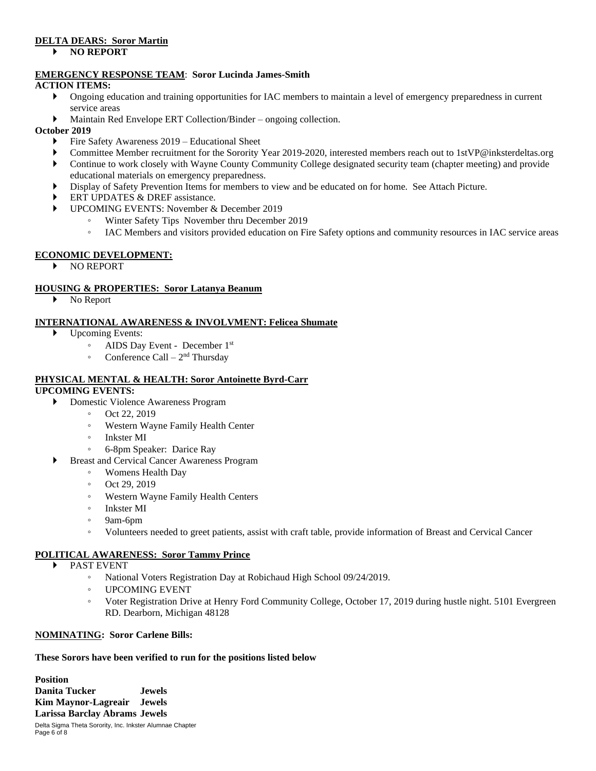**DELTA DEARS: Soror Martin**

- **NO REPORT**

**EMERGENCY RESPONSE TEAM: Soror Lucinda James-Smith**

**ACTION ITEMS:**

- Ongoing education and training opportunities for IAC members to maintain a level of emergency preparedness in current service areas
- Maintain Red Envelope ERT Collection/Binder – ongoing collection.

**October 2019**

- Fire Safety Awareness 2019 – Educational Sheet
- Committee Member recruitment for the Sorority Year 2019-2020, interested members reach out to 1stVP@inksterdeltas.org
- Continue to work closely with Wayne County Community College designated security team (chapter meeting) and provide educational materials on emergency preparedness.
- Display of Safety Prevention Items for members to view and be educated on for home. See Attach Picture.
- ERT UPDATES & DREF assistance.
- UPCOMING EVENTS: November & December 2019
  - Winter Safety Tips November thru December 2019
  - IAC Members and visitors provided education on Fire Safety options and community resources in IAC service areas

**ECONOMIC DEVELOPMENT:**

- NO REPORT

**HOUSING & PROPERTIES: Soror Latanya Beanum**

- No Report

**INTERNATIONAL AWARENESS & INVOLVMENT: Felicea Shumate**

- Upcoming Events:
  - AIDS Day Event - December 1st
  - Conference Call – 2nd Thursday

**PHYSICAL MENTAL & HEALTH: Soror Antoinette Byrd-Carr**

**UPCOMING EVENTS:**

- Domestic Violence Awareness Program
  - Oct 22, 2019
  - Western Wayne Family Health Center
  - Inkster MI
  - 6-8pm Speaker: Darice Ray
- Breast and Cervical Cancer Awareness Program
  - Womens Health Day
  - Oct 29, 2019
  - Western Wayne Family Health Centers
  - Inkster MI
  - 9am-6pm
  - Volunteers needed to greet patients, assist with craft table, provide information of Breast and Cervical Cancer

**POLITICAL AWARENESS: Soror Tammy Prince**

- PAST EVENT
  - National Voters Registration Day at Robichaud High School 09/24/2019.
  - UPCOMING EVENT
  - Voter Registration Drive at Henry Ford Community College, October 17, 2019 during hustle night. 5101 Evergreen RD. Dearborn, Michigan 48128

**NOMINATING: Soror Carlene Bills:**

**These Sorors have been verified to run for the positions listed below**

| | **Position** |
|---|---|
| **Danita Tucker** | **Jewels** |
| **Kim Maynor-Lagreair** | **Jewels** |
| **Larissa Barclay Abrams** | **Jewels** |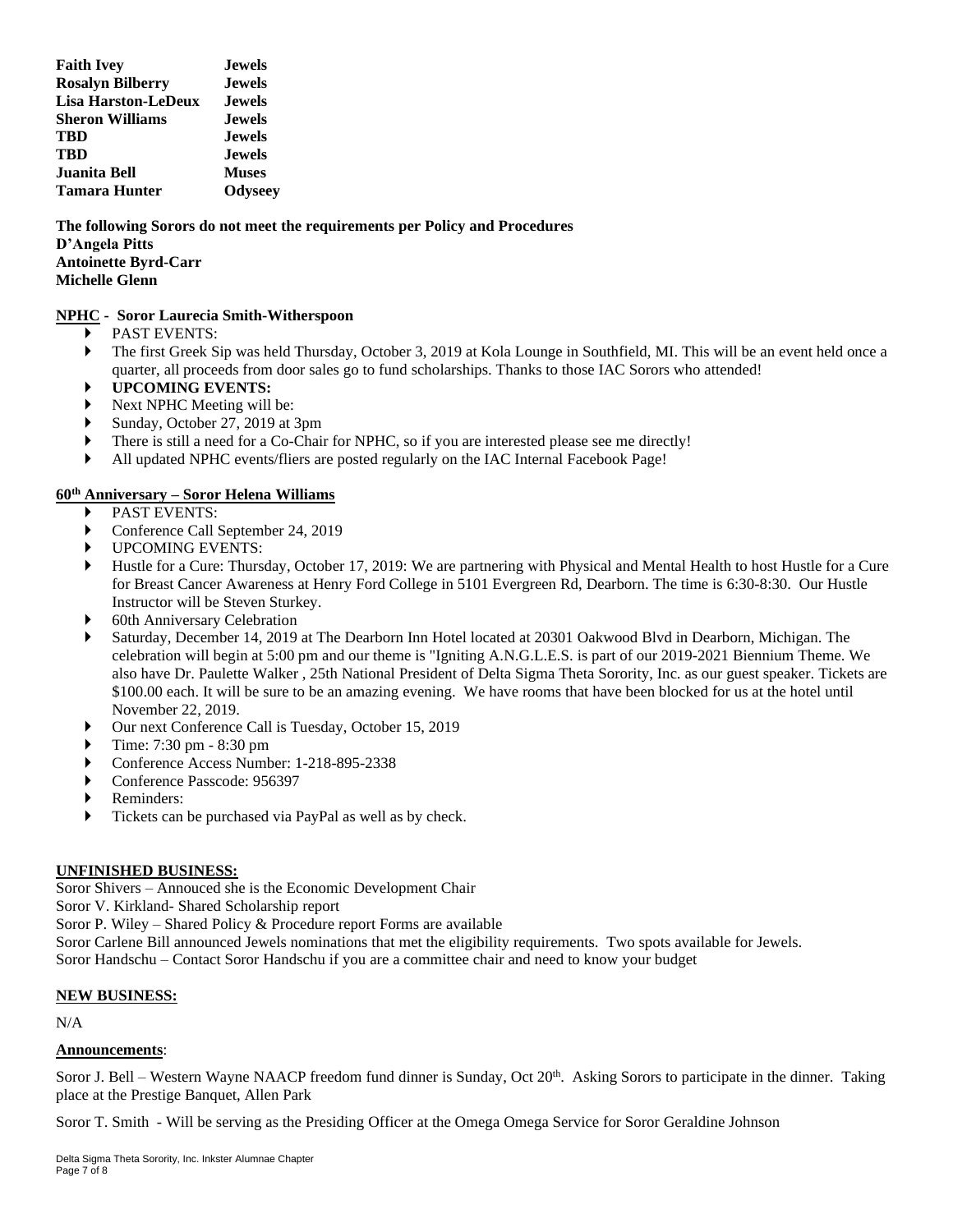| | |
|---|---|
| **Faith Ivey** | **Jewels** |
| **Rosalyn Bilberry** | **Jewels** |
| **Lisa Harston-LeDeux** | **Jewels** |
| **Sheron Williams** | **Jewels** |
| **TBD** | **Jewels** |
| **TBD** | **Jewels** |
| **Juanita Bell** | **Muses** |
| **Tamara Hunter** | **Odyseey** |

**The following Sorors do not meet the requirements per Policy and Procedures**
**D'Angela Pitts**
**Antoinette Byrd-Carr**
**Michelle Glenn**

**<u>NPHC</u> - Soror Laurecia Smith-Witherspoon**

- PAST EVENTS:
- The first Greek Sip was held Thursday, October 3, 2019 at Kola Lounge in Southfield, MI. This will be an event held once a quarter, all proceeds from door sales go to fund scholarships. Thanks to those IAC Sorors who attended!
- **UPCOMING EVENTS:**
- Next NPHC Meeting will be:
- Sunday, October 27, 2019 at 3pm
- There is still a need for a Co-Chair for NPHC, so if you are interested please see me directly!
- All updated NPHC events/fliers are posted regularly on the IAC Internal Facebook Page!

**<u>60th Anniversary – Soror Helena Williams</u>**

- PAST EVENTS:
- Conference Call September 24, 2019
- UPCOMING EVENTS:
- Hustle for a Cure: Thursday, October 17, 2019: We are partnering with Physical and Mental Health to host Hustle for a Cure for Breast Cancer Awareness at Henry Ford College in 5101 Evergreen Rd, Dearborn. The time is 6:30-8:30. Our Hustle Instructor will be Steven Sturkey.
- 60th Anniversary Celebration
- Saturday, December 14, 2019 at The Dearborn Inn Hotel located at 20301 Oakwood Blvd in Dearborn, Michigan. The celebration will begin at 5:00 pm and our theme is "Igniting A.N.G.L.E.S. is part of our 2019-2021 Biennium Theme. We also have Dr. Paulette Walker , 25th National President of Delta Sigma Theta Sorority, Inc. as our guest speaker. Tickets are $100.00 each. It will be sure to be an amazing evening. We have rooms that have been blocked for us at the hotel until November 22, 2019.
- Our next Conference Call is Tuesday, October 15, 2019
- Time: 7:30 pm - 8:30 pm
- Conference Access Number: 1-218-895-2338
- Conference Passcode: 956397
- Reminders:
- Tickets can be purchased via PayPal as well as by check.

**<u>UNFINISHED BUSINESS:</u>**

Soror Shivers – Annouced she is the Economic Development Chair
Soror V. Kirkland- Shared Scholarship report
Soror P. Wiley – Shared Policy & Procedure report Forms are available
Soror Carlene Bill announced Jewels nominations that met the eligibility requirements. Two spots available for Jewels.
Soror Handschu – Contact Soror Handschu if you are a committee chair and need to know your budget

**<u>NEW BUSINESS:</u>**

N/A

**<u>Announcements</u>**:

Soror J. Bell – Western Wayne NAACP freedom fund dinner is Sunday, Oct 20th. Asking Sorors to participate in the dinner. Taking place at the Prestige Banquet, Allen Park

Soror T. Smith - Will be serving as the Presiding Officer at the Omega Omega Service for Soror Geraldine Johnson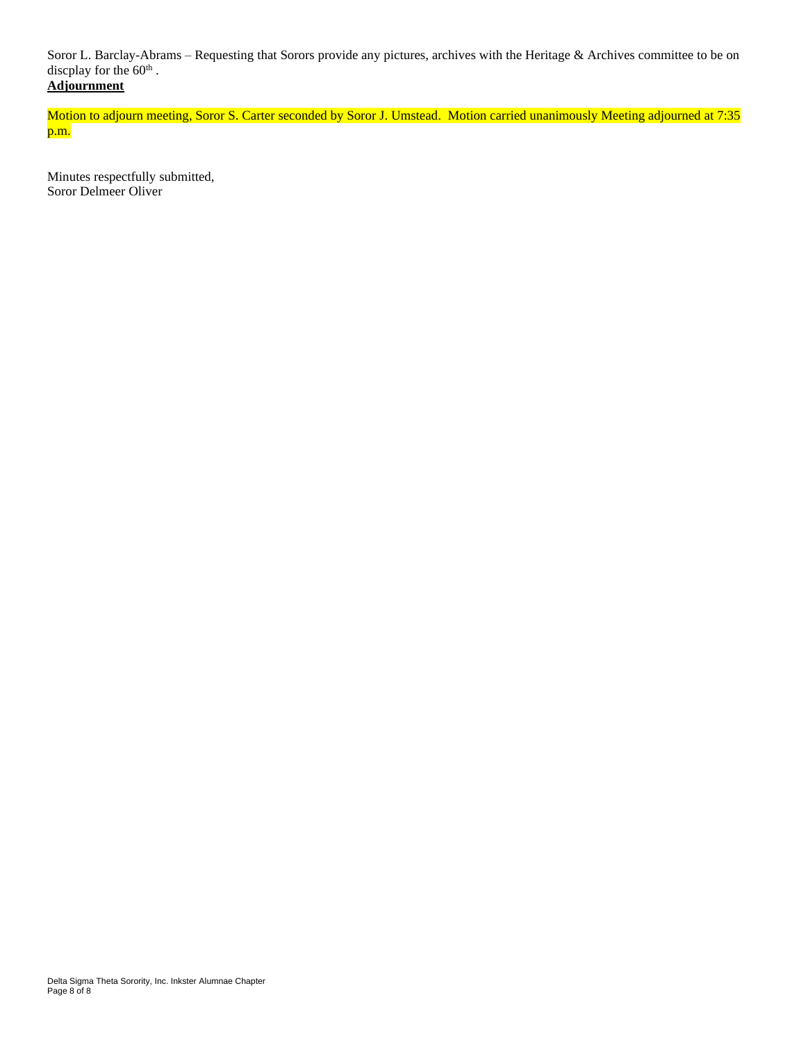Soror L. Barclay-Abrams – Requesting that Sorors provide any pictures, archives with the Heritage & Archives committee to be on discplay for the 60th .

**Adjournment**

Motion to adjourn meeting, Soror S. Carter seconded by Soror J. Umstead. Motion carried unanimously Meeting adjourned at 7:35 p.m.

Minutes respectfully submitted,
Soror Delmeer Oliver